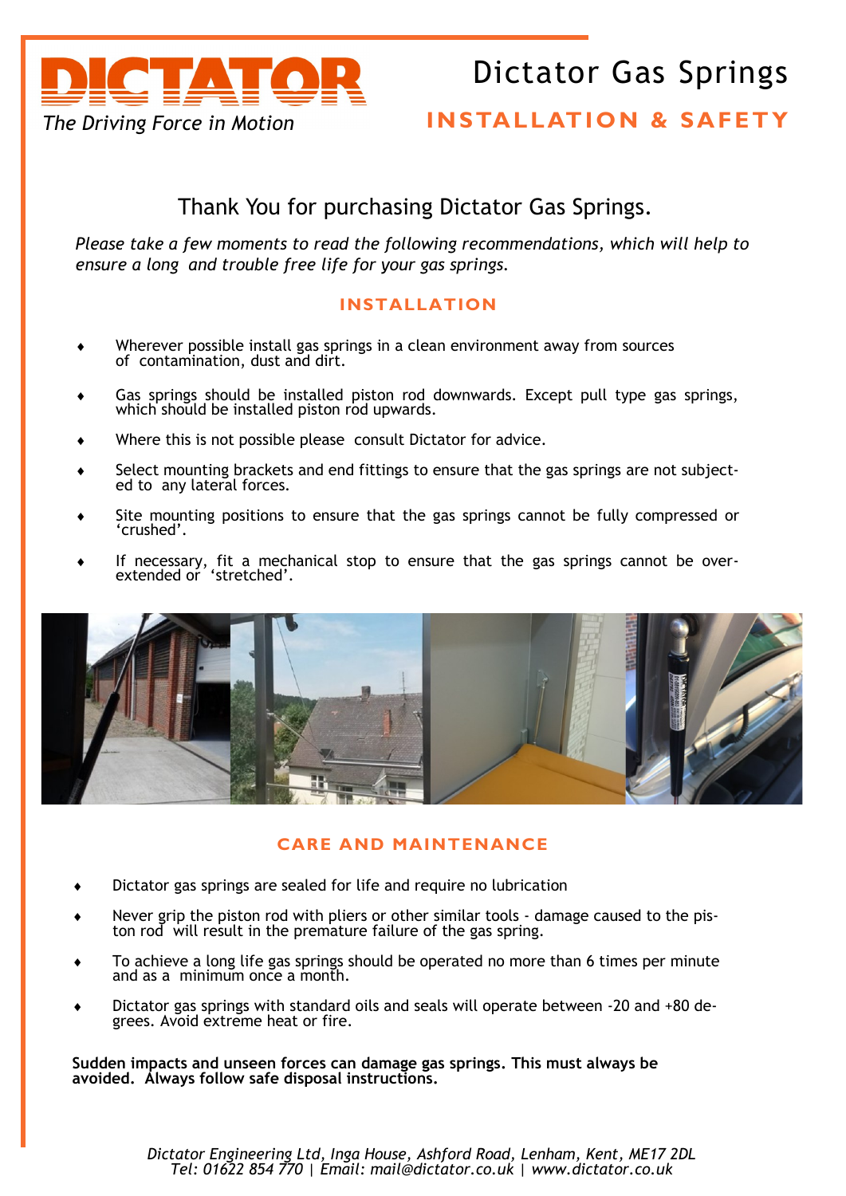# DICTATOR

*The Driving Force in Motion*

# Dictator Gas Springs

## INSTALLATION & SAFETY

Thank You for purchasing Dictator Gas Springs.

*Please take a few moments to read the following recommendations, which will help to ensure a long and trouble free life for your gas springs.*

### INSTALLATION

- Wherever possible install gas springs in a clean environment away from sources of contamination, dust and dirt.
- Gas springs should be installed piston rod downwards. Except pull type gas springs, which should be installed piston rod upwards.
- Where this is not possible please consult Dictator for advice.
- Select mounting brackets and end fittings to ensure that the gas springs are not subjected to any lateral forces.
- Site mounting positions to ensure that the gas springs cannot be fully compressed or 'crushed'.
- If necessary, fit a mechanical stop to ensure that the gas springs cannot be over-extended or 'stretched'.

### CARE AND MAINTENANCE

- Dictator gas springs are sealed for life and require no lubrication
- Never grip the piston rod with pliers or other similar tools - damage caused to the piston rod will result in the premature failure of the gas spring.
- To achieve a long life gas springs should be operated no more than 6 times per minute and as a minimum once a month.
- Dictator gas springs with standard oils and seals will operate between -20 and +80 degrees. Avoid extreme heat or fire.

**Sudden impacts and unseen forces can damage gas springs. This must always be avoided. Always follow safe disposal instructions.**

*Dictator Engineering Ltd, Inga House, Ashford Road, Lenham, Kent, ME17 2DL*
*Tel: 01622 854 770 | Email: mail@dictator.co.uk | www.dictator.co.uk*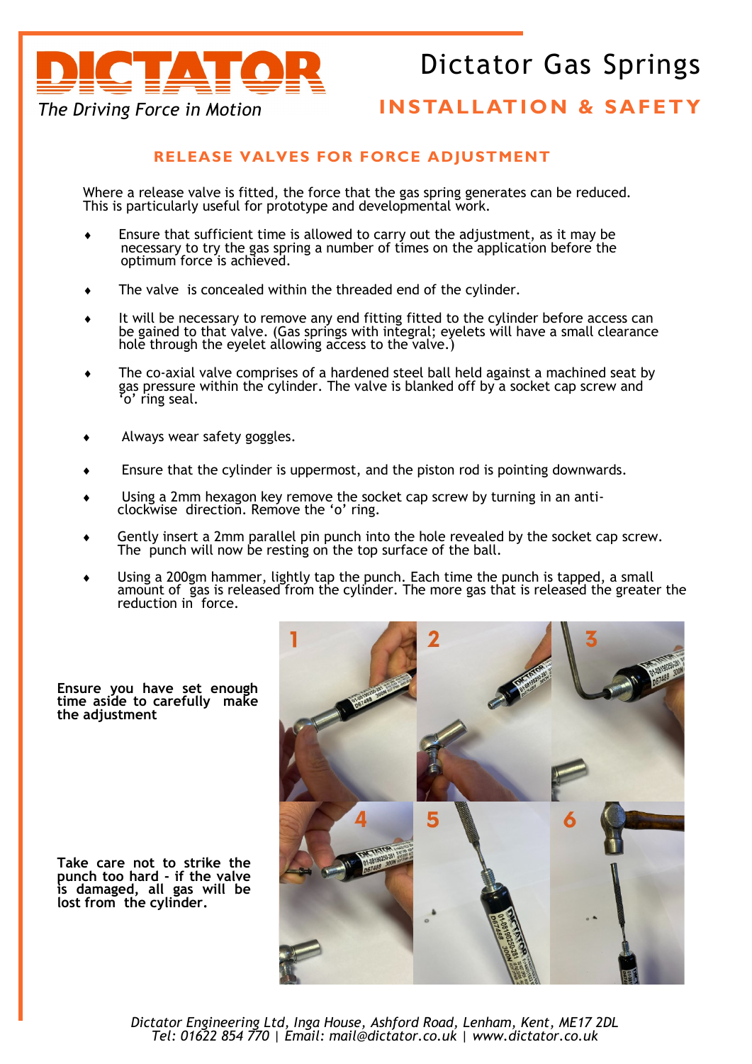DICTATOR

*The Driving Force in Motion*

# Dictator Gas Springs

## INSTALLATION & SAFETY

### RELEASE VALVES FOR FORCE ADJUSTMENT

Where a release valve is fitted, the force that the gas spring generates can be reduced. This is particularly useful for prototype and developmental work.

- Ensure that sufficient time is allowed to carry out the adjustment, as it may be necessary to try the gas spring a number of times on the application before the optimum force is achieved.
- The valve is concealed within the threaded end of the cylinder.
- It will be necessary to remove any end fitting fitted to the cylinder before access can be gained to that valve. (Gas springs with integral; eyelets will have a small clearance hole through the eyelet allowing access to the valve.)
- The co-axial valve comprises of a hardened steel ball held against a machined seat by gas pressure within the cylinder. The valve is blanked off by a socket cap screw and 'o' ring seal.
- Always wear safety goggles.
- Ensure that the cylinder is uppermost, and the piston rod is pointing downwards.
- Using a 2mm hexagon key remove the socket cap screw by turning in an anti-clockwise direction. Remove the 'o' ring.
- Gently insert a 2mm parallel pin punch into the hole revealed by the socket cap screw. The punch will now be resting on the top surface of the ball.
- Using a 200gm hammer, lightly tap the punch. Each time the punch is tapped, a small amount of gas is released from the cylinder. The more gas that is released the greater the reduction in force.

**Ensure you have set enough time aside to carefully make the adjustment**

**Take care not to strike the punch too hard - if the valve is damaged, all gas will be lost from the cylinder.**

1 2 3 4 5 6

*Dictator Engineering Ltd, Inga House, Ashford Road, Lenham, Kent, ME17 2DL*
*Tel: 01622 854 770 | Email: mail@dictator.co.uk | www.dictator.co.uk*